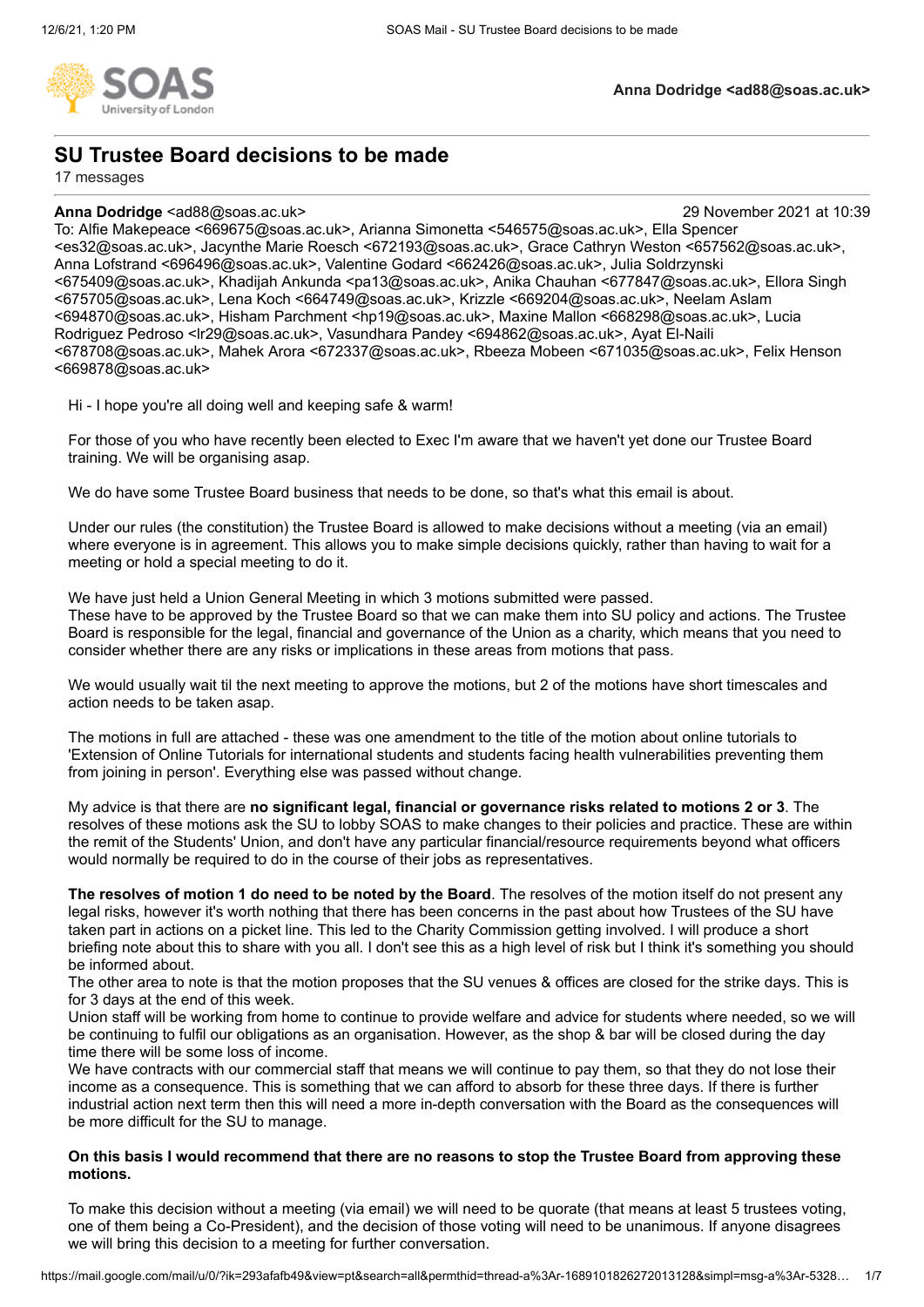**Anna Dodridge <ad88@soas.ac.uk>**

# SU Trustee Board decisions to be made

17 messages

**Anna Dodridge** <ad88@soas.ac.uk> 29 November 2021 at 10:39

To: Alfie Makepeace <669675@soas.ac.uk>, Arianna Simonetta <546575@soas.ac.uk>, Ella Spencer <es32@soas.ac.uk>, Jacynthe Marie Roesch <672193@soas.ac.uk>, Grace Cathryn Weston <657562@soas.ac.uk>, Anna Lofstrand <696496@soas.ac.uk>, Valentine Godard <662426@soas.ac.uk>, Julia Soldrzynski <675409@soas.ac.uk>, Khadijah Ankunda <pa13@soas.ac.uk>, Anika Chauhan <677847@soas.ac.uk>, Ellora Singh <675705@soas.ac.uk>, Lena Koch <664749@soas.ac.uk>, Krizzle <669204@soas.ac.uk>, Neelam Aslam <694870@soas.ac.uk>, Hisham Parchment <hp19@soas.ac.uk>, Maxine Mallon <668298@soas.ac.uk>, Lucia Rodriguez Pedroso <lr29@soas.ac.uk>, Vasundhara Pandey <694862@soas.ac.uk>, Ayat El-Naili <678708@soas.ac.uk>, Mahek Arora <672337@soas.ac.uk>, Rbeeza Mobeen <671035@soas.ac.uk>, Felix Henson <669878@soas.ac.uk>

Hi - I hope you're all doing well and keeping safe & warm!

For those of you who have recently been elected to Exec I'm aware that we haven't yet done our Trustee Board training. We will be organising asap.

We do have some Trustee Board business that needs to be done, so that's what this email is about.

Under our rules (the constitution) the Trustee Board is allowed to make decisions without a meeting (via an email) where everyone is in agreement. This allows you to make simple decisions quickly, rather than having to wait for a meeting or hold a special meeting to do it.

We have just held a Union General Meeting in which 3 motions submitted were passed.
These have to be approved by the Trustee Board so that we can make them into SU policy and actions. The Trustee Board is responsible for the legal, financial and governance of the Union as a charity, which means that you need to consider whether there are any risks or implications in these areas from motions that pass.

We would usually wait til the next meeting to approve the motions, but 2 of the motions have short timescales and action needs to be taken asap.

The motions in full are attached - these was one amendment to the title of the motion about online tutorials to 'Extension of Online Tutorials for international students and students facing health vulnerabilities preventing them from joining in person'. Everything else was passed without change.

My advice is that there are **no significant legal, financial or governance risks related to motions 2 or 3**. The resolves of these motions ask the SU to lobby SOAS to make changes to their policies and practice. These are within the remit of the Students' Union, and don't have any particular financial/resource requirements beyond what officers would normally be required to do in the course of their jobs as representatives.

**The resolves of motion 1 do need to be noted by the Board**. The resolves of the motion itself do not present any legal risks, however it's worth nothing that there has been concerns in the past about how Trustees of the SU have taken part in actions on a picket line. This led to the Charity Commission getting involved. I will produce a short briefing note about this to share with you all. I don't see this as a high level of risk but I think it's something you should be informed about.
The other area to note is that the motion proposes that the SU venues & offices are closed for the strike days. This is for 3 days at the end of this week.
Union staff will be working from home to continue to provide welfare and advice for students where needed, so we will be continuing to fulfil our obligations as an organisation. However, as the shop & bar will be closed during the day time there will be some loss of income.
We have contracts with our commercial staff that means we will continue to pay them, so that they do not lose their income as a consequence. This is something that we can afford to absorb for these three days. If there is further industrial action next term then this will need a more in-depth conversation with the Board as the consequences will be more difficult for the SU to manage.

**On this basis I would recommend that there are no reasons to stop the Trustee Board from approving these motions.**

To make this decision without a meeting (via email) we will need to be quorate (that means at least 5 trustees voting, one of them being a Co-President), and the decision of those voting will need to be unanimous. If anyone disagrees we will bring this decision to a meeting for further conversation.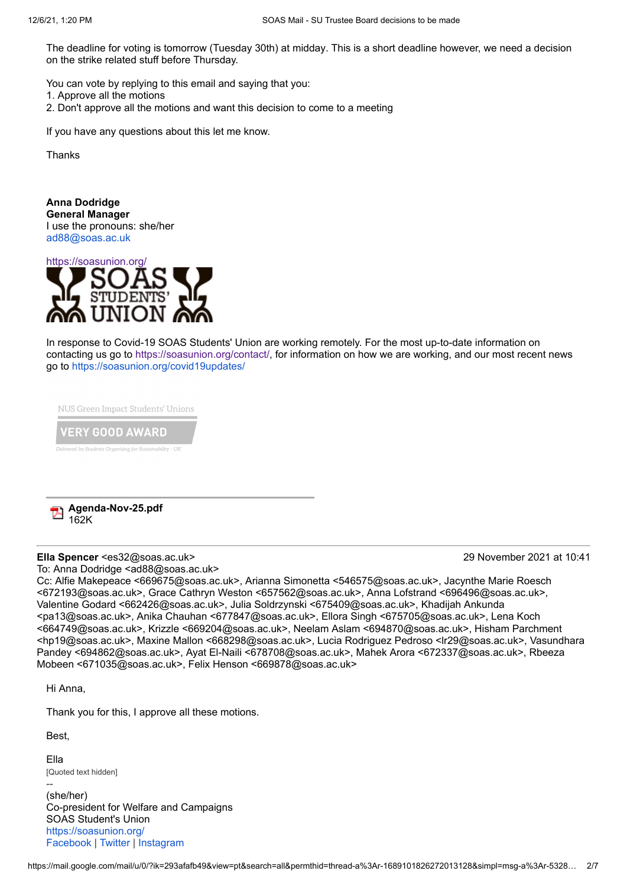The deadline for voting is tomorrow (Tuesday 30th) at midday. This is a short deadline however, we need a decision on the strike related stuff before Thursday.

You can vote by replying to this email and saying that you:
1. Approve all the motions
2. Don't approve all the motions and want this decision to come to a meeting

If you have any questions about this let me know.

Thanks

**Anna Dodridge**
**General Manager**
I use the pronouns: she/her
ad88@soas.ac.uk

https://soasunion.org/

SOAS STUDENTS' UNION

In response to Covid-19 SOAS Students' Union are working remotely. For the most up-to-date information on contacting us go to https://soasunion.org/contact/, for information on how we are working, and our most recent news go to https://soasunion.org/covid19updates/

NUS Green Impact Students' Unions
VERY GOOD AWARD
*Delivered by Students Organising for Sustainability - UK*

**Agenda-Nov-25.pdf**
162K

---

**Ella Spencer** <es32@soas.ac.uk> 29 November 2021 at 10:41
To: Anna Dodridge <ad88@soas.ac.uk>
Cc: Alfie Makepeace <669675@soas.ac.uk>, Arianna Simonetta <546575@soas.ac.uk>, Jacynthe Marie Roesch <672193@soas.ac.uk>, Grace Cathryn Weston <657562@soas.ac.uk>, Anna Lofstrand <696496@soas.ac.uk>, Valentine Godard <662426@soas.ac.uk>, Julia Soldrzynski <675409@soas.ac.uk>, Khadijah Ankunda <pa13@soas.ac.uk>, Anika Chauhan <677847@soas.ac.uk>, Ellora Singh <675705@soas.ac.uk>, Lena Koch <664749@soas.ac.uk>, Krizzle <669204@soas.ac.uk>, Neelam Aslam <694870@soas.ac.uk>, Hisham Parchment <hp19@soas.ac.uk>, Maxine Mallon <668298@soas.ac.uk>, Lucia Rodriguez Pedroso <lr29@soas.ac.uk>, Vasundhara Pandey <694862@soas.ac.uk>, Ayat El-Naili <678708@soas.ac.uk>, Mahek Arora <672337@soas.ac.uk>, Rbeeza Mobeen <671035@soas.ac.uk>, Felix Henson <669878@soas.ac.uk>

Hi Anna,

Thank you for this, I approve all these motions.

Best,

Ella
[Quoted text hidden]
--
(she/her)
Co-president for Welfare and Campaigns
SOAS Student's Union
https://soasunion.org/
Facebook | Twitter | Instagram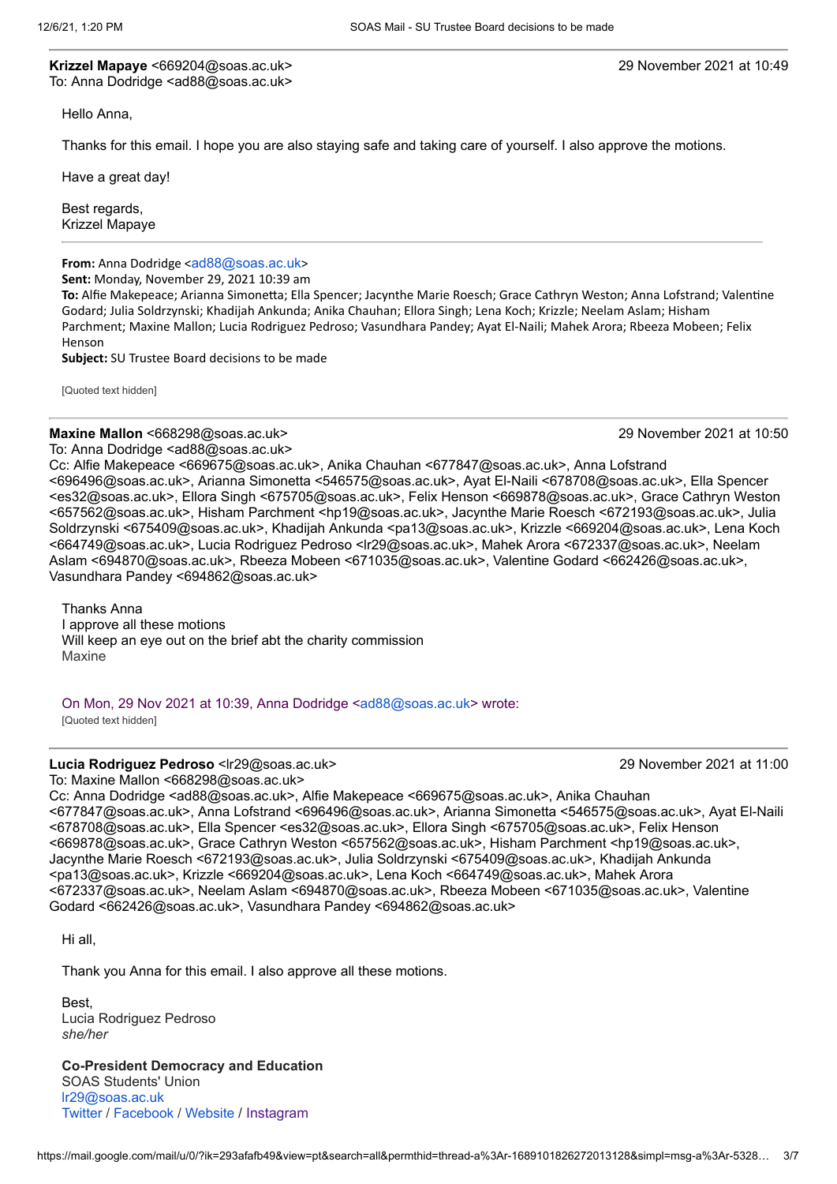**Krizzel Mapaye** <669204@soas.ac.uk> 29 November 2021 at 10:49
To: Anna Dodridge <ad88@soas.ac.uk>

Hello Anna,

Thanks for this email. I hope you are also staying safe and taking care of yourself. I also approve the motions.

Have a great day!

Best regards,
Krizzel Mapaye

---

**From:** Anna Dodridge <ad88@soas.ac.uk>
**Sent:** Monday, November 29, 2021 10:39 am
**To:** Alfie Makepeace; Arianna Simonetta; Ella Spencer; Jacynthe Marie Roesch; Grace Cathryn Weston; Anna Lofstrand; Valentine Godard; Julia Soldrzynski; Khadijah Ankunda; Anika Chauhan; Ellora Singh; Lena Koch; Krizzle; Neelam Aslam; Hisham Parchment; Maxine Mallon; Lucia Rodriguez Pedroso; Vasundhara Pandey; Ayat El-Naili; Mahek Arora; Rbeeza Mobeen; Felix Henson
**Subject:** SU Trustee Board decisions to be made

[Quoted text hidden]

---

**Maxine Mallon** <668298@soas.ac.uk> 29 November 2021 at 10:50
To: Anna Dodridge <ad88@soas.ac.uk>
Cc: Alfie Makepeace <669675@soas.ac.uk>, Anika Chauhan <677847@soas.ac.uk>, Anna Lofstrand <696496@soas.ac.uk>, Arianna Simonetta <546575@soas.ac.uk>, Ayat El-Naili <678708@soas.ac.uk>, Ella Spencer <es32@soas.ac.uk>, Ellora Singh <675705@soas.ac.uk>, Felix Henson <669878@soas.ac.uk>, Grace Cathryn Weston <657562@soas.ac.uk>, Hisham Parchment <hp19@soas.ac.uk>, Jacynthe Marie Roesch <672193@soas.ac.uk>, Julia Soldrzynski <675409@soas.ac.uk>, Khadijah Ankunda <pa13@soas.ac.uk>, Krizzle <669204@soas.ac.uk>, Lena Koch <664749@soas.ac.uk>, Lucia Rodriguez Pedroso <lr29@soas.ac.uk>, Mahek Arora <672337@soas.ac.uk>, Neelam Aslam <694870@soas.ac.uk>, Rbeeza Mobeen <671035@soas.ac.uk>, Valentine Godard <662426@soas.ac.uk>, Vasundhara Pandey <694862@soas.ac.uk>

Thanks Anna
I approve all these motions
Will keep an eye out on the brief abt the charity commission
Maxine

On Mon, 29 Nov 2021 at 10:39, Anna Dodridge <ad88@soas.ac.uk> wrote:
[Quoted text hidden]

---

**Lucia Rodriguez Pedroso** <lr29@soas.ac.uk> 29 November 2021 at 11:00
To: Maxine Mallon <668298@soas.ac.uk>
Cc: Anna Dodridge <ad88@soas.ac.uk>, Alfie Makepeace <669675@soas.ac.uk>, Anika Chauhan <677847@soas.ac.uk>, Anna Lofstrand <696496@soas.ac.uk>, Arianna Simonetta <546575@soas.ac.uk>, Ayat El-Naili <678708@soas.ac.uk>, Ella Spencer <es32@soas.ac.uk>, Ellora Singh <675705@soas.ac.uk>, Felix Henson <669878@soas.ac.uk>, Grace Cathryn Weston <657562@soas.ac.uk>, Hisham Parchment <hp19@soas.ac.uk>, Jacynthe Marie Roesch <672193@soas.ac.uk>, Julia Soldrzynski <675409@soas.ac.uk>, Khadijah Ankunda <pa13@soas.ac.uk>, Krizzle <669204@soas.ac.uk>, Lena Koch <664749@soas.ac.uk>, Mahek Arora <672337@soas.ac.uk>, Neelam Aslam <694870@soas.ac.uk>, Rbeeza Mobeen <671035@soas.ac.uk>, Valentine Godard <662426@soas.ac.uk>, Vasundhara Pandey <694862@soas.ac.uk>

Hi all,

Thank you Anna for this email. I also approve all these motions.

Best,
Lucia Rodriguez Pedroso
*she/her*

**Co-President Democracy and Education**
SOAS Students' Union
lr29@soas.ac.uk
Twitter / Facebook / Website / Instagram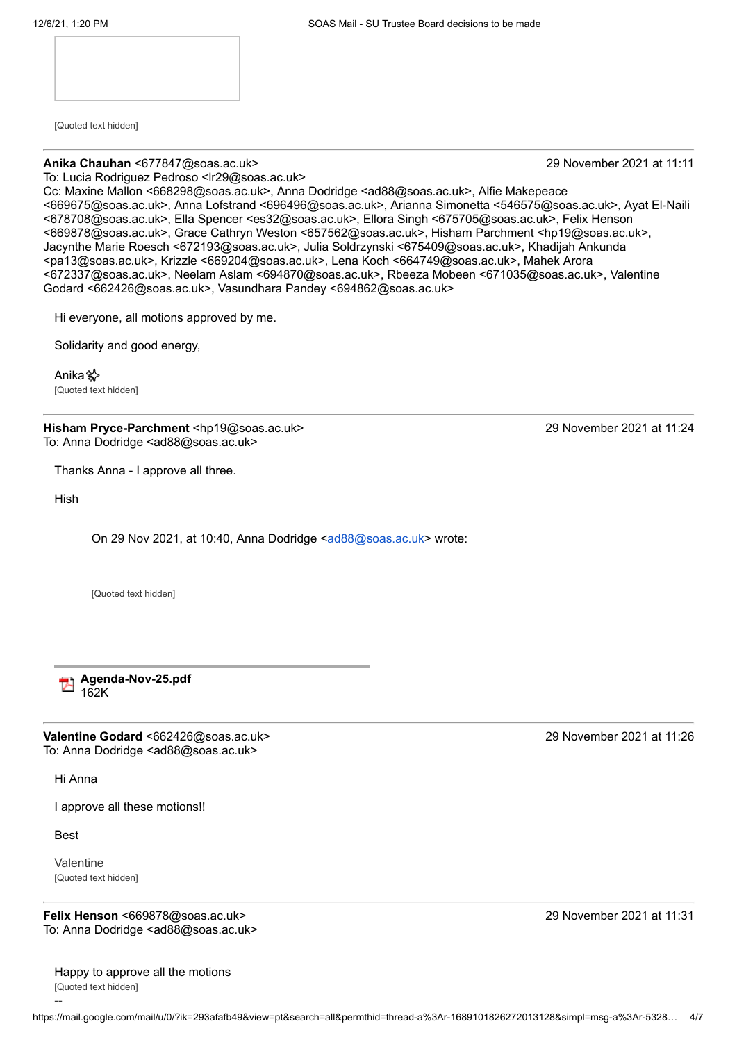[Quoted text hidden]

---

**Anika Chauhan** <677847@soas.ac.uk> 29 November 2021 at 11:11
To: Lucia Rodriguez Pedroso <lr29@soas.ac.uk>
Cc: Maxine Mallon <668298@soas.ac.uk>, Anna Dodridge <ad88@soas.ac.uk>, Alfie Makepeace <669675@soas.ac.uk>, Anna Lofstrand <696496@soas.ac.uk>, Arianna Simonetta <546575@soas.ac.uk>, Ayat El-Naili <678708@soas.ac.uk>, Ella Spencer <es32@soas.ac.uk>, Ellora Singh <675705@soas.ac.uk>, Felix Henson <669878@soas.ac.uk>, Grace Cathryn Weston <657562@soas.ac.uk>, Hisham Parchment <hp19@soas.ac.uk>, Jacynthe Marie Roesch <672193@soas.ac.uk>, Julia Soldrzynski <675409@soas.ac.uk>, Khadijah Ankunda <pa13@soas.ac.uk>, Krizzle <669204@soas.ac.uk>, Lena Koch <664749@soas.ac.uk>, Mahek Arora <672337@soas.ac.uk>, Neelam Aslam <694870@soas.ac.uk>, Rbeeza Mobeen <671035@soas.ac.uk>, Valentine Godard <662426@soas.ac.uk>, Vasundhara Pandey <694862@soas.ac.uk>

Hi everyone, all motions approved by me.

Solidarity and good energy,

Anika ✨

[Quoted text hidden]

---

**Hisham Pryce-Parchment** <hp19@soas.ac.uk> 29 November 2021 at 11:24
To: Anna Dodridge <ad88@soas.ac.uk>

Thanks Anna - I approve all three.

Hish

> On 29 Nov 2021, at 10:40, Anna Dodridge <ad88@soas.ac.uk> wrote:
>
> [Quoted text hidden]

**Agenda-Nov-25.pdf**
162K

---

**Valentine Godard** <662426@soas.ac.uk> 29 November 2021 at 11:26
To: Anna Dodridge <ad88@soas.ac.uk>

Hi Anna

I approve all these motions!!

Best

Valentine

[Quoted text hidden]

---

**Felix Henson** <669878@soas.ac.uk> 29 November 2021 at 11:31
To: Anna Dodridge <ad88@soas.ac.uk>

Happy to approve all the motions

[Quoted text hidden]

--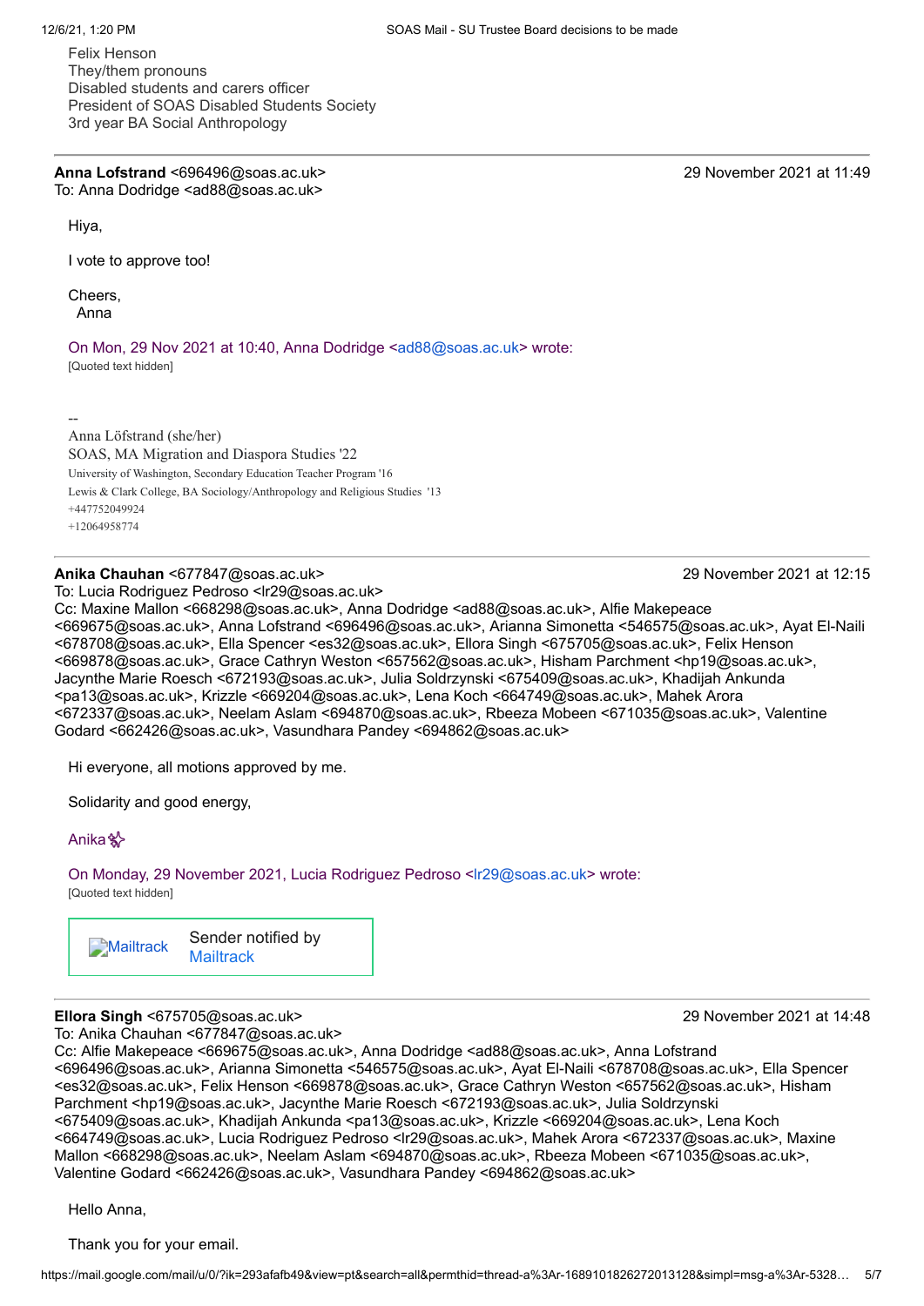Felix Henson
They/them pronouns
Disabled students and carers officer
President of SOAS Disabled Students Society
3rd year BA Social Anthropology

---

**Anna Lofstrand** <696496@soas.ac.uk> 29 November 2021 at 11:49
To: Anna Dodridge <ad88@soas.ac.uk>

Hiya,

I vote to approve too!

Cheers,
Anna

On Mon, 29 Nov 2021 at 10:40, Anna Dodridge <ad88@soas.ac.uk> wrote:
[Quoted text hidden]

--
Anna Löfstrand (she/her)
SOAS, MA Migration and Diaspora Studies '22
University of Washington, Secondary Education Teacher Program '16
Lewis & Clark College, BA Sociology/Anthropology and Religious Studies '13
+447752049924
+12064958774

---

**Anika Chauhan** <677847@soas.ac.uk> 29 November 2021 at 12:15
To: Lucia Rodriguez Pedroso <lr29@soas.ac.uk>
Cc: Maxine Mallon <668298@soas.ac.uk>, Anna Dodridge <ad88@soas.ac.uk>, Alfie Makepeace <669675@soas.ac.uk>, Anna Lofstrand <696496@soas.ac.uk>, Arianna Simonetta <546575@soas.ac.uk>, Ayat El-Naili <678708@soas.ac.uk>, Ella Spencer <es32@soas.ac.uk>, Ellora Singh <675705@soas.ac.uk>, Felix Henson <669878@soas.ac.uk>, Grace Cathryn Weston <657562@soas.ac.uk>, Hisham Parchment <hp19@soas.ac.uk>, Jacynthe Marie Roesch <672193@soas.ac.uk>, Julia Soldrzynski <675409@soas.ac.uk>, Khadijah Ankunda <pa13@soas.ac.uk>, Krizzle <669204@soas.ac.uk>, Lena Koch <664749@soas.ac.uk>, Mahek Arora <672337@soas.ac.uk>, Neelam Aslam <694870@soas.ac.uk>, Rbeeza Mobeen <671035@soas.ac.uk>, Valentine Godard <662426@soas.ac.uk>, Vasundhara Pandey <694862@soas.ac.uk>

Hi everyone, all motions approved by me.

Solidarity and good energy,

Anika✨

On Monday, 29 November 2021, Lucia Rodriguez Pedroso <lr29@soas.ac.uk> wrote:
[Quoted text hidden]

Mailtrack | Sender notified by Mailtrack

---

**Ellora Singh** <675705@soas.ac.uk> 29 November 2021 at 14:48
To: Anika Chauhan <677847@soas.ac.uk>
Cc: Alfie Makepeace <669675@soas.ac.uk>, Anna Dodridge <ad88@soas.ac.uk>, Anna Lofstrand <696496@soas.ac.uk>, Arianna Simonetta <546575@soas.ac.uk>, Ayat El-Naili <678708@soas.ac.uk>, Ella Spencer <es32@soas.ac.uk>, Felix Henson <669878@soas.ac.uk>, Grace Cathryn Weston <657562@soas.ac.uk>, Hisham Parchment <hp19@soas.ac.uk>, Jacynthe Marie Roesch <672193@soas.ac.uk>, Julia Soldrzynski <675409@soas.ac.uk>, Khadijah Ankunda <pa13@soas.ac.uk>, Krizzle <669204@soas.ac.uk>, Lena Koch <664749@soas.ac.uk>, Lucia Rodriguez Pedroso <lr29@soas.ac.uk>, Mahek Arora <672337@soas.ac.uk>, Maxine Mallon <668298@soas.ac.uk>, Neelam Aslam <694870@soas.ac.uk>, Rbeeza Mobeen <671035@soas.ac.uk>, Valentine Godard <662426@soas.ac.uk>, Vasundhara Pandey <694862@soas.ac.uk>

Hello Anna,

Thank you for your email.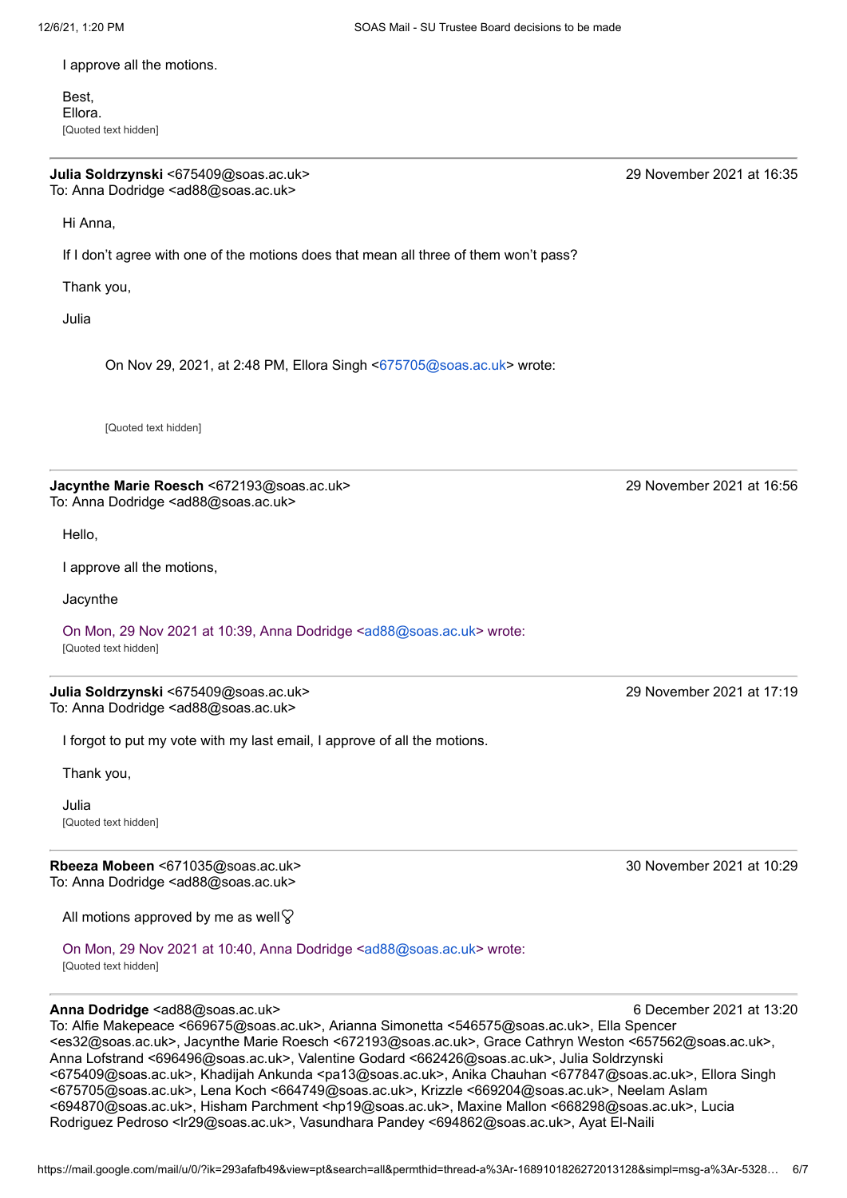I approve all the motions.

Best,
Ellora.
[Quoted text hidden]

---

**Julia Soldrzynski** <675409@soas.ac.uk> — 29 November 2021 at 16:35
To: Anna Dodridge <ad88@soas.ac.uk>

Hi Anna,

If I don't agree with one of the motions does that mean all three of them won't pass?

Thank you,

Julia

> On Nov 29, 2021, at 2:48 PM, Ellora Singh <675705@soas.ac.uk> wrote:
>
> [Quoted text hidden]

---

**Jacynthe Marie Roesch** <672193@soas.ac.uk> — 29 November 2021 at 16:56
To: Anna Dodridge <ad88@soas.ac.uk>

Hello,

I approve all the motions,

Jacynthe

On Mon, 29 Nov 2021 at 10:39, Anna Dodridge <ad88@soas.ac.uk> wrote:
[Quoted text hidden]

---

**Julia Soldrzynski** <675409@soas.ac.uk> — 29 November 2021 at 17:19
To: Anna Dodridge <ad88@soas.ac.uk>

I forgot to put my vote with my last email, I approve of all the motions.

Thank you,

Julia
[Quoted text hidden]

---

**Rbeeza Mobeen** <671035@soas.ac.uk> — 30 November 2021 at 10:29
To: Anna Dodridge <ad88@soas.ac.uk>

All motions approved by me as well🎔

On Mon, 29 Nov 2021 at 10:40, Anna Dodridge <ad88@soas.ac.uk> wrote:
[Quoted text hidden]

---

**Anna Dodridge** <ad88@soas.ac.uk> — 6 December 2021 at 13:20
To: Alfie Makepeace <669675@soas.ac.uk>, Arianna Simonetta <546575@soas.ac.uk>, Ella Spencer <es32@soas.ac.uk>, Jacynthe Marie Roesch <672193@soas.ac.uk>, Grace Cathryn Weston <657562@soas.ac.uk>, Anna Lofstrand <696496@soas.ac.uk>, Valentine Godard <662426@soas.ac.uk>, Julia Soldrzynski <675409@soas.ac.uk>, Khadijah Ankunda <pa13@soas.ac.uk>, Anika Chauhan <677847@soas.ac.uk>, Ellora Singh <675705@soas.ac.uk>, Lena Koch <664749@soas.ac.uk>, Krizzle <669204@soas.ac.uk>, Neelam Aslam <694870@soas.ac.uk>, Hisham Parchment <hp19@soas.ac.uk>, Maxine Mallon <668298@soas.ac.uk>, Lucia Rodriguez Pedroso <lr29@soas.ac.uk>, Vasundhara Pandey <694862@soas.ac.uk>, Ayat El-Naili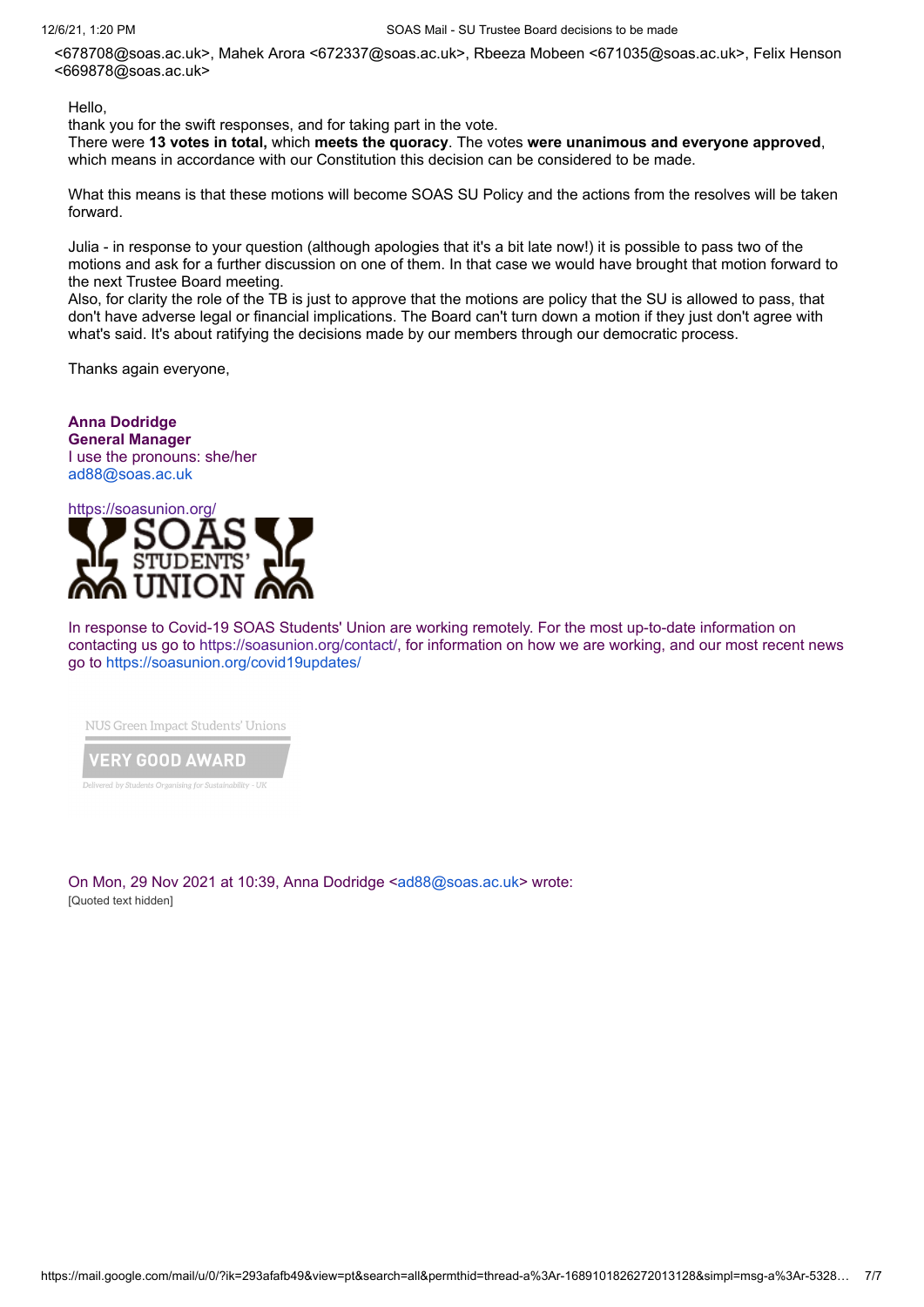<678708@soas.ac.uk>, Mahek Arora <672337@soas.ac.uk>, Rbeeza Mobeen <671035@soas.ac.uk>, Felix Henson <669878@soas.ac.uk>

Hello,
thank you for the swift responses, and for taking part in the vote.
There were **13 votes in total,** which **meets the quoracy**. The votes **were unanimous and everyone approved**, which means in accordance with our Constitution this decision can be considered to be made.

What this means is that these motions will become SOAS SU Policy and the actions from the resolves will be taken forward.

Julia - in response to your question (although apologies that it's a bit late now!) it is possible to pass two of the motions and ask for a further discussion on one of them. In that case we would have brought that motion forward to the next Trustee Board meeting.
Also, for clarity the role of the TB is just to approve that the motions are policy that the SU is allowed to pass, that don't have adverse legal or financial implications. The Board can't turn down a motion if they just don't agree with what's said. It's about ratifying the decisions made by our members through our democratic process.

Thanks again everyone,

**Anna Dodridge**
**General Manager**
I use the pronouns: she/her
ad88@soas.ac.uk

https://soasunion.org/

SOAS STUDENTS' UNION

In response to Covid-19 SOAS Students' Union are working remotely. For the most up-to-date information on contacting us go to https://soasunion.org/contact/, for information on how we are working, and our most recent news go to https://soasunion.org/covid19updates/

NUS Green Impact Students' Unions
VERY GOOD AWARD
Delivered by Students Organising for Sustainability - UK

On Mon, 29 Nov 2021 at 10:39, Anna Dodridge <ad88@soas.ac.uk> wrote:
[Quoted text hidden]